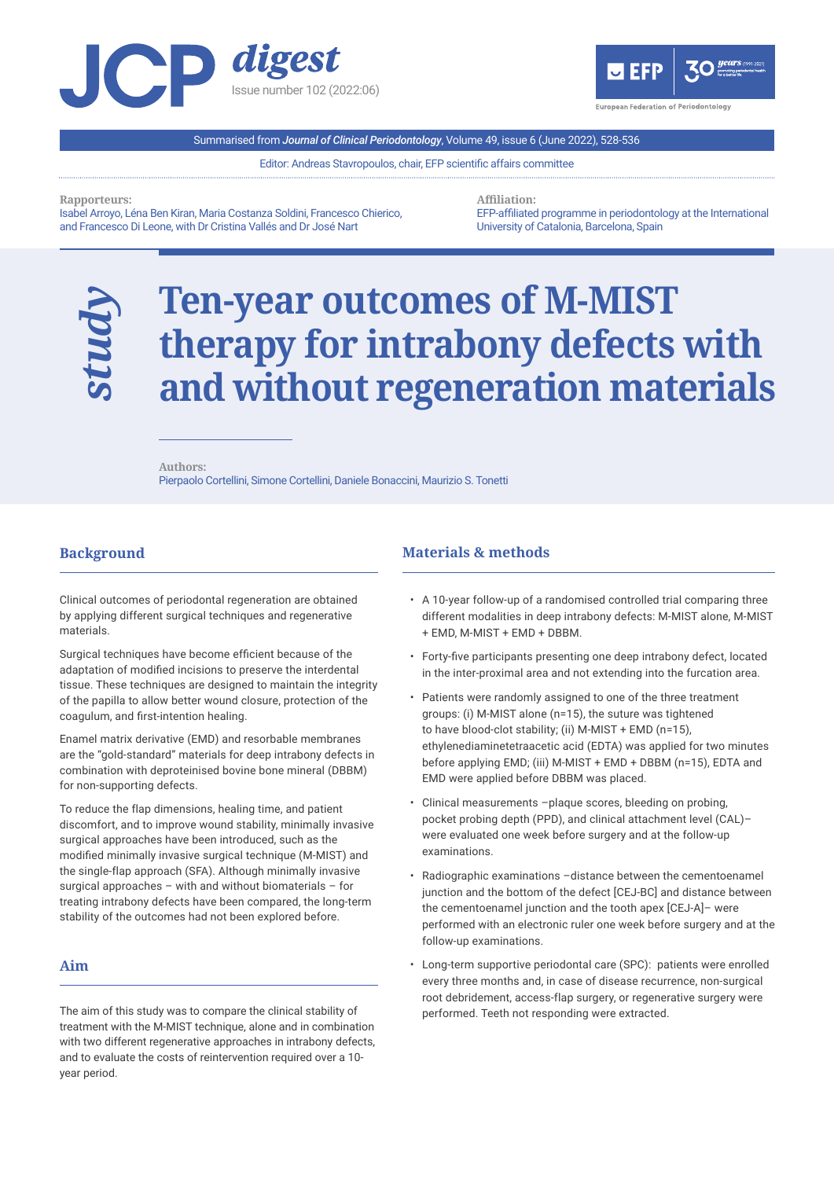# JCP digest

Issue number 102 (2022:06)

Summarised from *Journal of Clinical Periodontology*, Volume 49, issue 6 (June 2022), 528-536

Editor: Andreas Stavropoulos, chair, EFP scientific affairs committee

**Rapporteurs:**
Isabel Arroyo, Léna Ben Kiran, Maria Costanza Soldini, Francesco Chierico, and Francesco Di Leone, with Dr Cristina Vallés and Dr José Nart

**Affiliation:**
EFP-affiliated programme in periodontology at the International University of Catalonia, Barcelona, Spain

*study*

# Ten-year outcomes of M-MIST therapy for intrabony defects with and without regeneration materials

**Authors:**
Pierpaolo Cortellini, Simone Cortellini, Daniele Bonaccini, Maurizio S. Tonetti

## Background

Clinical outcomes of periodontal regeneration are obtained by applying different surgical techniques and regenerative materials.

Surgical techniques have become efficient because of the adaptation of modified incisions to preserve the interdental tissue. These techniques are designed to maintain the integrity of the papilla to allow better wound closure, protection of the coagulum, and first-intention healing.

Enamel matrix derivative (EMD) and resorbable membranes are the "gold-standard" materials for deep intrabony defects in combination with deproteinised bovine bone mineral (DBBM) for non-supporting defects.

To reduce the flap dimensions, healing time, and patient discomfort, and to improve wound stability, minimally invasive surgical approaches have been introduced, such as the modified minimally invasive surgical technique (M-MIST) and the single-flap approach (SFA). Although minimally invasive surgical approaches – with and without biomaterials – for treating intrabony defects have been compared, the long-term stability of the outcomes had not been explored before.

## Aim

The aim of this study was to compare the clinical stability of treatment with the M-MIST technique, alone and in combination with two different regenerative approaches in intrabony defects, and to evaluate the costs of reintervention required over a 10-year period.

## Materials & methods

- A 10-year follow-up of a randomised controlled trial comparing three different modalities in deep intrabony defects: M-MIST alone, M-MIST + EMD, M-MIST + EMD + DBBM.
- Forty-five participants presenting one deep intrabony defect, located in the inter-proximal area and not extending into the furcation area.
- Patients were randomly assigned to one of the three treatment groups: (i) M-MIST alone (n=15), the suture was tightened to have blood-clot stability; (ii) M-MIST + EMD (n=15), ethylenediaminetetraacetic acid (EDTA) was applied for two minutes before applying EMD; (iii) M-MIST + EMD + DBBM (n=15), EDTA and EMD were applied before DBBM was placed.
- Clinical measurements –plaque scores, bleeding on probing, pocket probing depth (PPD), and clinical attachment level (CAL)– were evaluated one week before surgery and at the follow-up examinations.
- Radiographic examinations –distance between the cementoenamel junction and the bottom of the defect [CEJ-BC] and distance between the cementoenamel junction and the tooth apex [CEJ-A]– were performed with an electronic ruler one week before surgery and at the follow-up examinations.
- Long-term supportive periodontal care (SPC): patients were enrolled every three months and, in case of disease recurrence, non-surgical root debridement, access-flap surgery, or regenerative surgery were performed. Teeth not responding were extracted.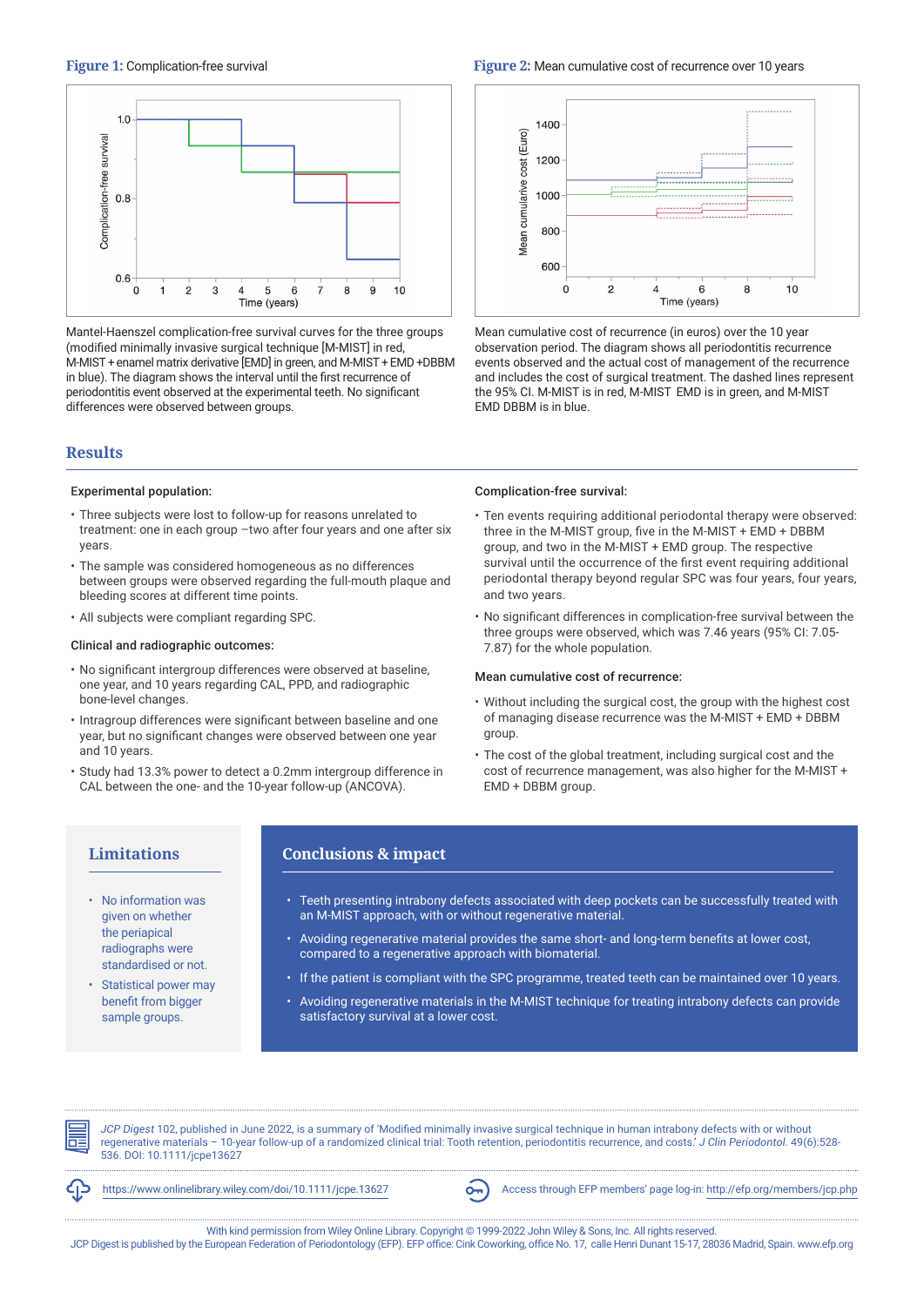**Figure 1:** Complication-free survival

Complication-free survival

1.0

0.8

0.6

0 1 2 3 4 5 6 7 8 9 10

Time (years)

Mantel-Haenszel complication-free survival curves for the three groups (modified minimally invasive surgical technique [M-MIST] in red, M-MIST + enamel matrix derivative [EMD] in green, and M-MIST + EMD +DBBM in blue). The diagram shows the interval until the first recurrence of periodontitis event observed at the experimental teeth. No significant differences were observed between groups.

**Figure 2:** Mean cumulative cost of recurrence over 10 years

Mean cumulative cost (Euro)

1400

1200

1000

800

600

0 2 4 6 8 10

Time (years)

Mean cumulative cost of recurrence (in euros) over the 10 year observation period. The diagram shows all periodontitis recurrence events observed and the actual cost of management of the recurrence and includes the cost of surgical treatment. The dashed lines represent the 95% CI. M-MIST is in red, M-MIST EMD is in green, and M-MIST EMD DBBM is in blue.

## Results

**Experimental population:**

- Three subjects were lost to follow-up for reasons unrelated to treatment: one in each group –two after four years and one after six years.
- The sample was considered homogeneous as no differences between groups were observed regarding the full-mouth plaque and bleeding scores at different time points.
- All subjects were compliant regarding SPC.

**Clinical and radiographic outcomes:**

- No significant intergroup differences were observed at baseline, one year, and 10 years regarding CAL, PPD, and radiographic bone-level changes.
- Intragroup differences were significant between baseline and one year, but no significant changes were observed between one year and 10 years.
- Study had 13.3% power to detect a 0.2mm intergroup difference in CAL between the one- and the 10-year follow-up (ANCOVA).

**Complication-free survival:**

- Ten events requiring additional periodontal therapy were observed: three in the M-MIST group, five in the M-MIST + EMD + DBBM group, and two in the M-MIST + EMD group. The respective survival until the occurrence of the first event requiring additional periodontal therapy beyond regular SPC was four years, four years, and two years.
- No significant differences in complication-free survival between the three groups were observed, which was 7.46 years (95% CI: 7.05-7.87) for the whole population.

**Mean cumulative cost of recurrence:**

- Without including the surgical cost, the group with the highest cost of managing disease recurrence was the M-MIST + EMD + DBBM group.
- The cost of the global treatment, including surgical cost and the cost of recurrence management, was also higher for the M-MIST + EMD + DBBM group.

## Limitations

- No information was given on whether the periapical radiographs were standardised or not.
- Statistical power may benefit from bigger sample groups.

## Conclusions & impact

- Teeth presenting intrabony defects associated with deep pockets can be successfully treated with an M-MIST approach, with or without regenerative material.
- Avoiding regenerative material provides the same short- and long-term benefits at lower cost, compared to a regenerative approach with biomaterial.
- If the patient is compliant with the SPC programme, treated teeth can be maintained over 10 years.
- Avoiding regenerative materials in the M-MIST technique for treating intrabony defects can provide satisfactory survival at a lower cost.

*JCP Digest* 102, published in June 2022, is a summary of 'Modified minimally invasive surgical technique in human intrabony defects with or without regenerative materials – 10-year follow-up of a randomized clinical trial: Tooth retention, periodontitis recurrence, and costs.' *J Clin Periodontol.* 49(6):528-536. DOI: 10.1111/jcpe13627

https://www.onlinelibrary.wiley.com/doi/10.1111/jcpe.13627

Access through EFP members' page log-in: http://efp.org/members/jcp.php

With kind permission from Wiley Online Library. Copyright © 1999-2022 John Wiley & Sons, Inc. All rights reserved.
JCP Digest is published by the European Federation of Periodontology (EFP). EFP office: Cink Coworking, office No. 17, calle Henri Dunant 15-17, 28036 Madrid, Spain. www.efp.org